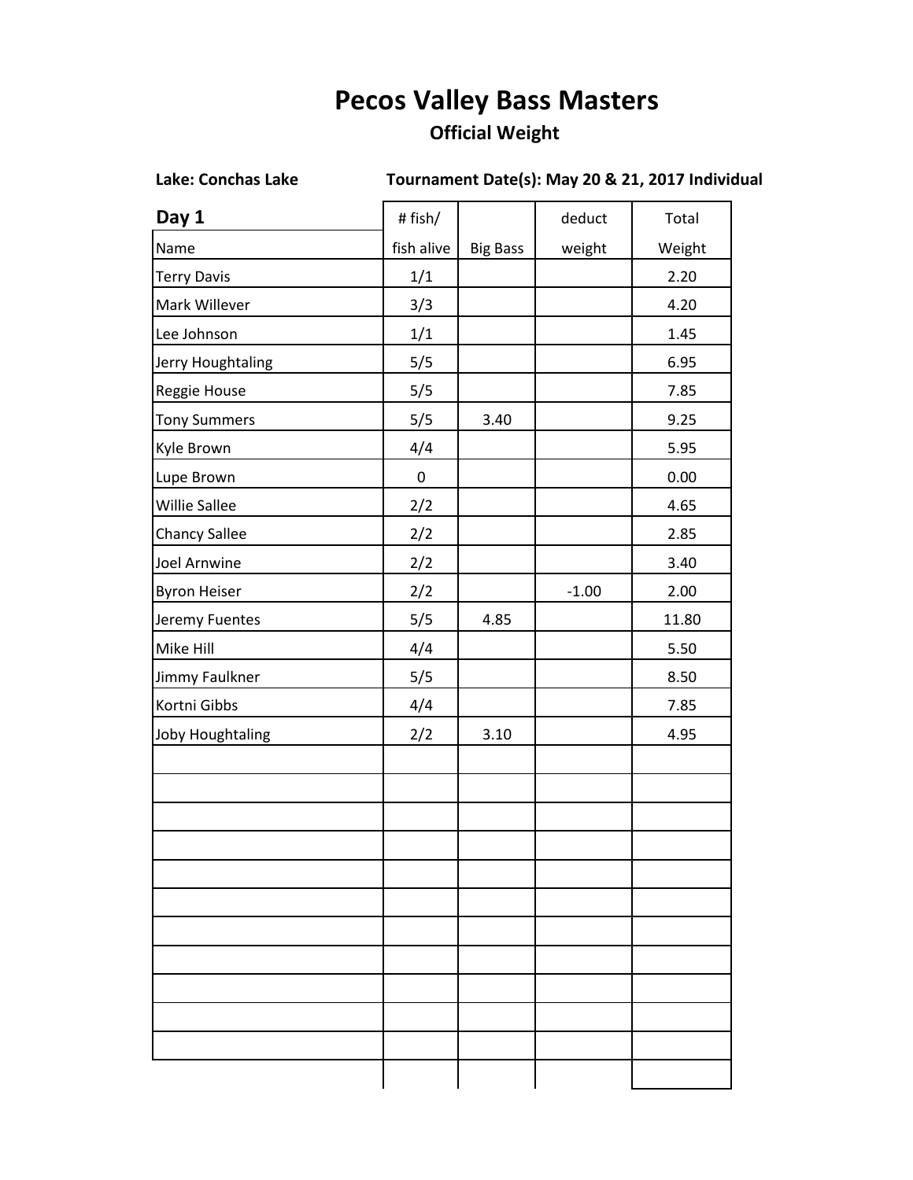# Pecos Valley Bass Masters

## Official Weight

**Lake: Conchas Lake** **Tournament Date(s): May 20 & 21, 2017 Individual**

### Day 1

| Name | # fish/ fish alive | Big Bass | deduct weight | Total Weight |
|---|---|---|---|---|
| Terry Davis | 1/1 | | | 2.20 |
| Mark Willever | 3/3 | | | 4.20 |
| Lee Johnson | 1/1 | | | 1.45 |
| Jerry Houghtaling | 5/5 | | | 6.95 |
| Reggie House | 5/5 | | | 7.85 |
| Tony Summers | 5/5 | 3.40 | | 9.25 |
| Kyle Brown | 4/4 | | | 5.95 |
| Lupe Brown | 0 | | | 0.00 |
| Willie Sallee | 2/2 | | | 4.65 |
| Chancy Sallee | 2/2 | | | 2.85 |
| Joel Arnwine | 2/2 | | | 3.40 |
| Byron Heiser | 2/2 | | -1.00 | 2.00 |
| Jeremy Fuentes | 5/5 | 4.85 | | 11.80 |
| Mike Hill | 4/4 | | | 5.50 |
| Jimmy Faulkner | 5/5 | | | 8.50 |
| Kortni Gibbs | 4/4 | | | 7.85 |
| Joby Houghtaling | 2/2 | 3.10 | | 4.95 |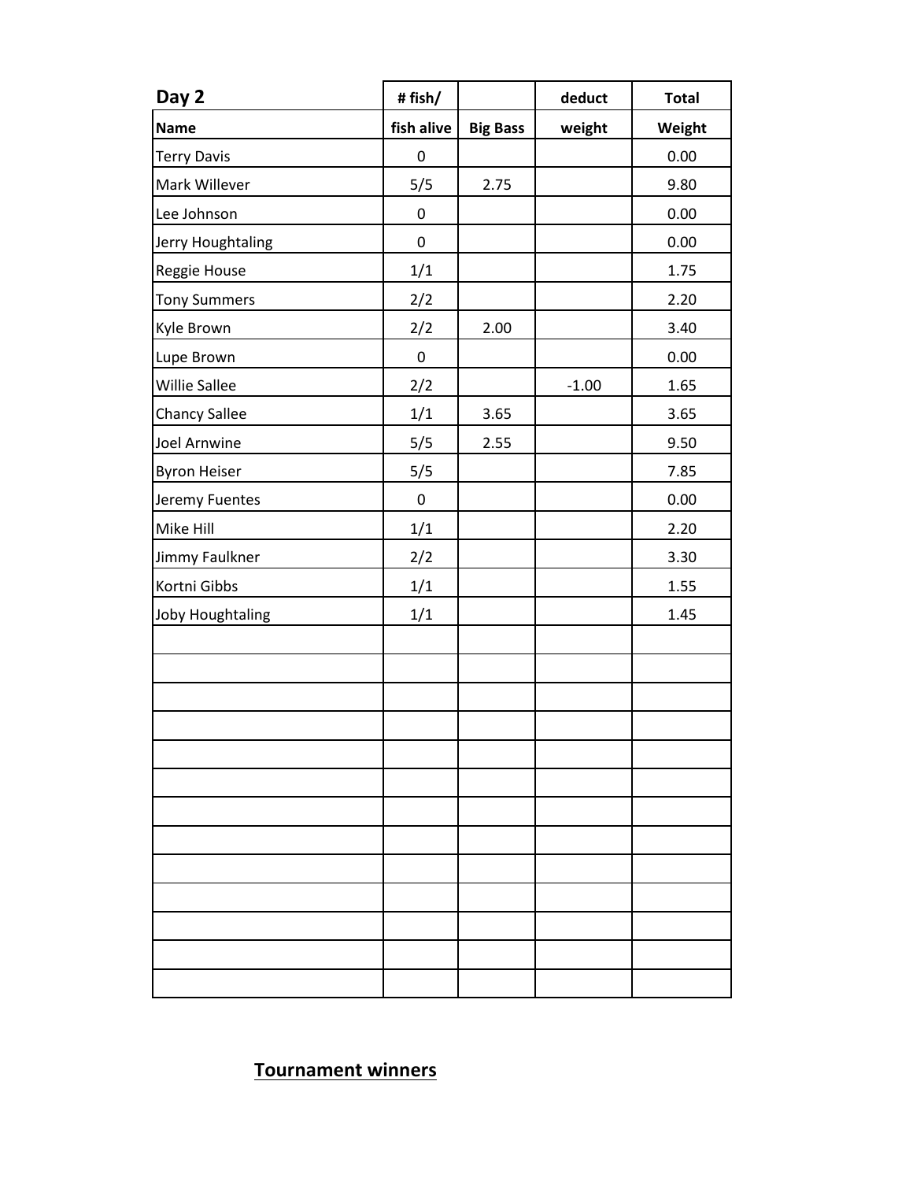| Day 2 | # fish/ | | deduct | Total |
|---|---|---|---|---|
| **Name** | **fish alive** | **Big Bass** | **weight** | **Weight** |
| Terry Davis | 0 | | | 0.00 |
| Mark Willever | 5/5 | 2.75 | | 9.80 |
| Lee Johnson | 0 | | | 0.00 |
| Jerry Houghtaling | 0 | | | 0.00 |
| Reggie House | 1/1 | | | 1.75 |
| Tony Summers | 2/2 | | | 2.20 |
| Kyle Brown | 2/2 | 2.00 | | 3.40 |
| Lupe Brown | 0 | | | 0.00 |
| Willie Sallee | 2/2 | | -1.00 | 1.65 |
| Chancy Sallee | 1/1 | 3.65 | | 3.65 |
| Joel Arnwine | 5/5 | 2.55 | | 9.50 |
| Byron Heiser | 5/5 | | | 7.85 |
| Jeremy Fuentes | 0 | | | 0.00 |
| Mike Hill | 1/1 | | | 2.20 |
| Jimmy Faulkner | 2/2 | | | 3.30 |
| Kortni Gibbs | 1/1 | | | 1.55 |
| Joby Houghtaling | 1/1 | | | 1.45 |
| | | | | |
| | | | | |
| | | | | |
| | | | | |
| | | | | |
| | | | | |
| | | | | |
| | | | | |
| | | | | |
| | | | | |
| | | | | |
| | | | | |
| | | | | |

**Tournament winners**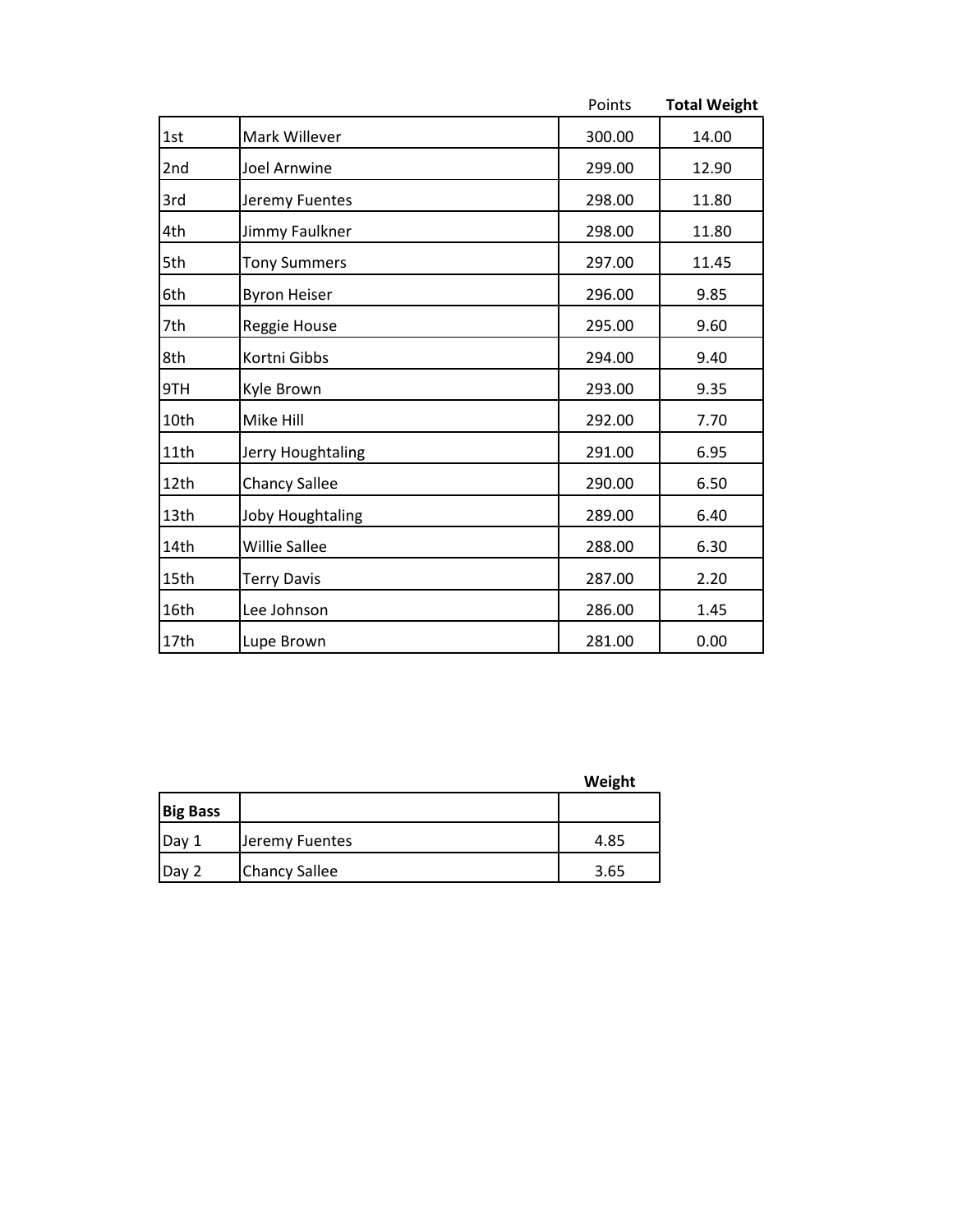| | | Points | **Total Weight** |
|---|---|---|---|
| 1st | Mark Willever | 300.00 | 14.00 |
| 2nd | Joel Arnwine | 299.00 | 12.90 |
| 3rd | Jeremy Fuentes | 298.00 | 11.80 |
| 4th | Jimmy Faulkner | 298.00 | 11.80 |
| 5th | Tony Summers | 297.00 | 11.45 |
| 6th | Byron Heiser | 296.00 | 9.85 |
| 7th | Reggie House | 295.00 | 9.60 |
| 8th | Kortni Gibbs | 294.00 | 9.40 |
| 9TH | Kyle Brown | 293.00 | 9.35 |
| 10th | Mike Hill | 292.00 | 7.70 |
| 11th | Jerry Houghtaling | 291.00 | 6.95 |
| 12th | Chancy Sallee | 290.00 | 6.50 |
| 13th | Joby Houghtaling | 289.00 | 6.40 |
| 14th | Willie Sallee | 288.00 | 6.30 |
| 15th | Terry Davis | 287.00 | 2.20 |
| 16th | Lee Johnson | 286.00 | 1.45 |
| 17th | Lupe Brown | 281.00 | 0.00 |

| | | **Weight** |
|---|---|---|
| **Big Bass** | | |
| Day 1 | Jeremy Fuentes | 4.85 |
| Day 2 | Chancy Sallee | 3.65 |